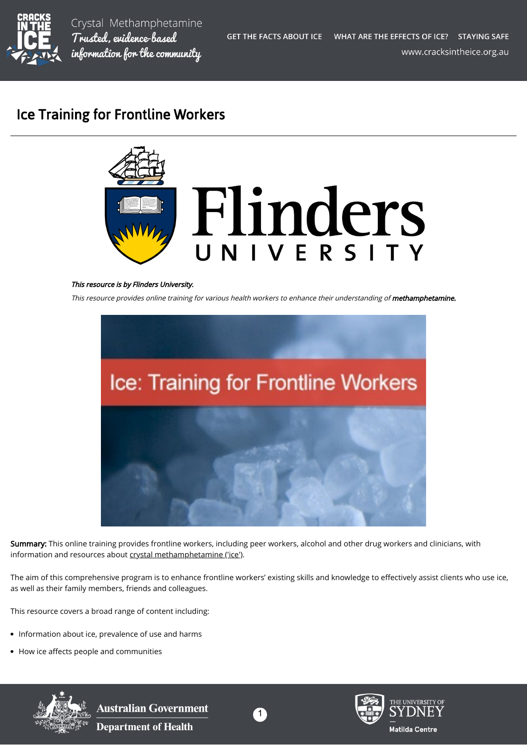# Ice Training for Frontline Workers

*This resource is by Flinders University.*

*This resource provides online training for various health workers to enhance their understanding of* ***methamphetamine.***

**Summary:** This online training provides frontline workers, including peer workers, alcohol and other drug workers and clinicians, with information and resources about crystal methamphetamine ('ice').

The aim of this comprehensive program is to enhance frontline workers' existing skills and knowledge to effectively assist clients who use ice, as well as their family members, friends and colleagues.

This resource covers a broad range of content including:

- Information about ice, prevalence of use and harms
- How ice affects people and communities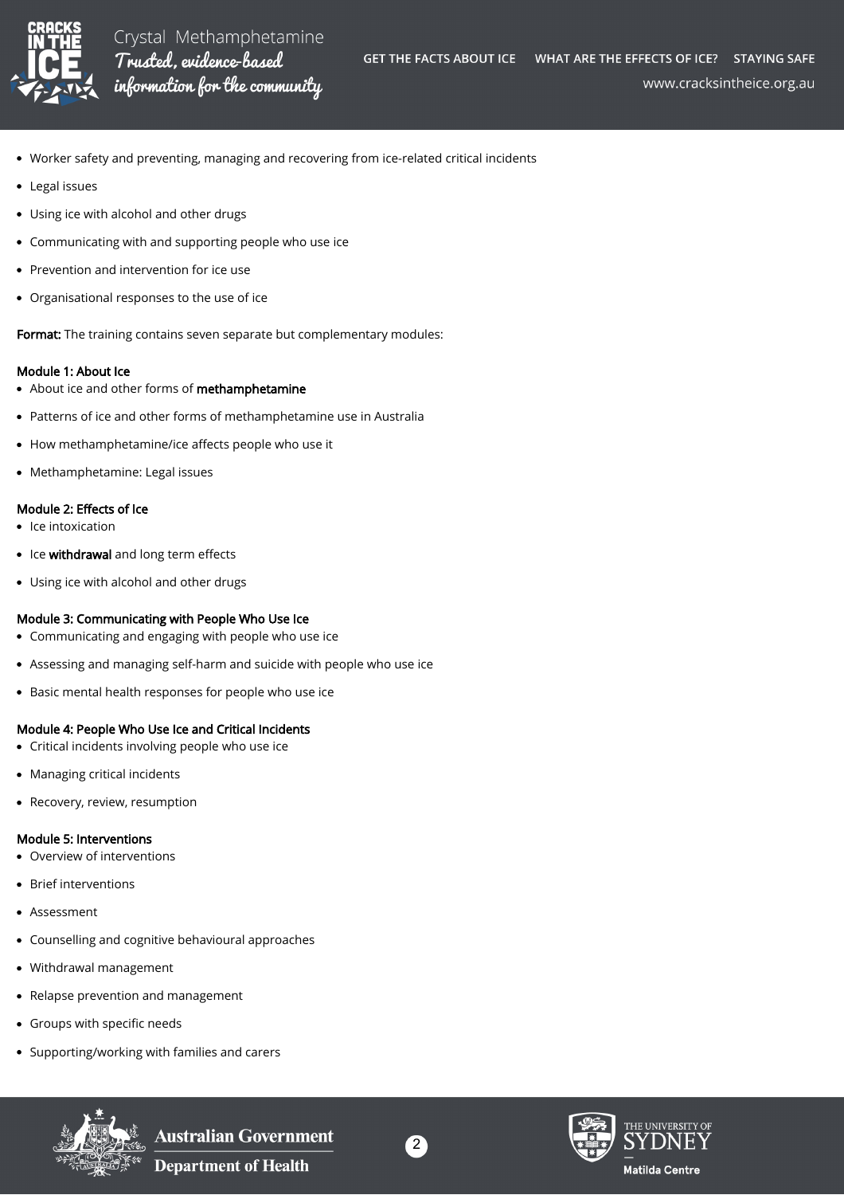- Worker safety and preventing, managing and recovering from ice-related critical incidents
- Legal issues
- Using ice with alcohol and other drugs
- Communicating with and supporting people who use ice
- Prevention and intervention for ice use
- Organisational responses to the use of ice

**Format:** The training contains seven separate but complementary modules:

**Module 1: About Ice**

- About ice and other forms of **methamphetamine**
- Patterns of ice and other forms of methamphetamine use in Australia
- How methamphetamine/ice affects people who use it
- Methamphetamine: Legal issues

**Module 2: Effects of Ice**

- Ice intoxication
- Ice **withdrawal** and long term effects
- Using ice with alcohol and other drugs

**Module 3: Communicating with People Who Use Ice**

- Communicating and engaging with people who use ice
- Assessing and managing self-harm and suicide with people who use ice
- Basic mental health responses for people who use ice

**Module 4: People Who Use Ice and Critical Incidents**

- Critical incidents involving people who use ice
- Managing critical incidents
- Recovery, review, resumption

**Module 5: Interventions**

- Overview of interventions
- Brief interventions
- Assessment
- Counselling and cognitive behavioural approaches
- Withdrawal management
- Relapse prevention and management
- Groups with specific needs
- Supporting/working with families and carers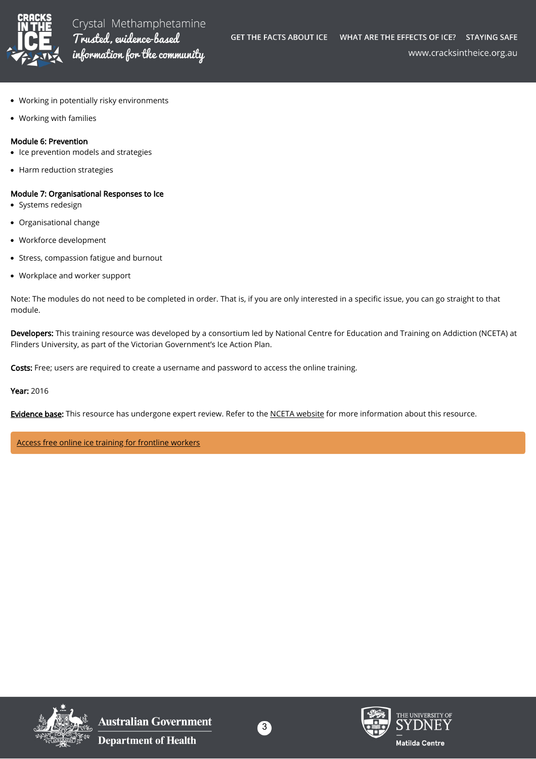- Working in potentially risky environments
- Working with families

**Module 6: Prevention**

- Ice prevention models and strategies
- Harm reduction strategies

**Module 7: Organisational Responses to Ice**

- Systems redesign
- Organisational change
- Workforce development
- Stress, compassion fatigue and burnout
- Workplace and worker support

Note: The modules do not need to be completed in order. That is, if you are only interested in a specific issue, you can go straight to that module.

**Developers:** This training resource was developed by a consortium led by National Centre for Education and Training on Addiction (NCETA) at Flinders University, as part of the Victorian Government's Ice Action Plan.

**Costs:** Free; users are required to create a username and password to access the online training.

**Year:** 2016

**Evidence base:** This resource has undergone expert review. Refer to the NCETA website for more information about this resource.

Access free online ice training for frontline workers